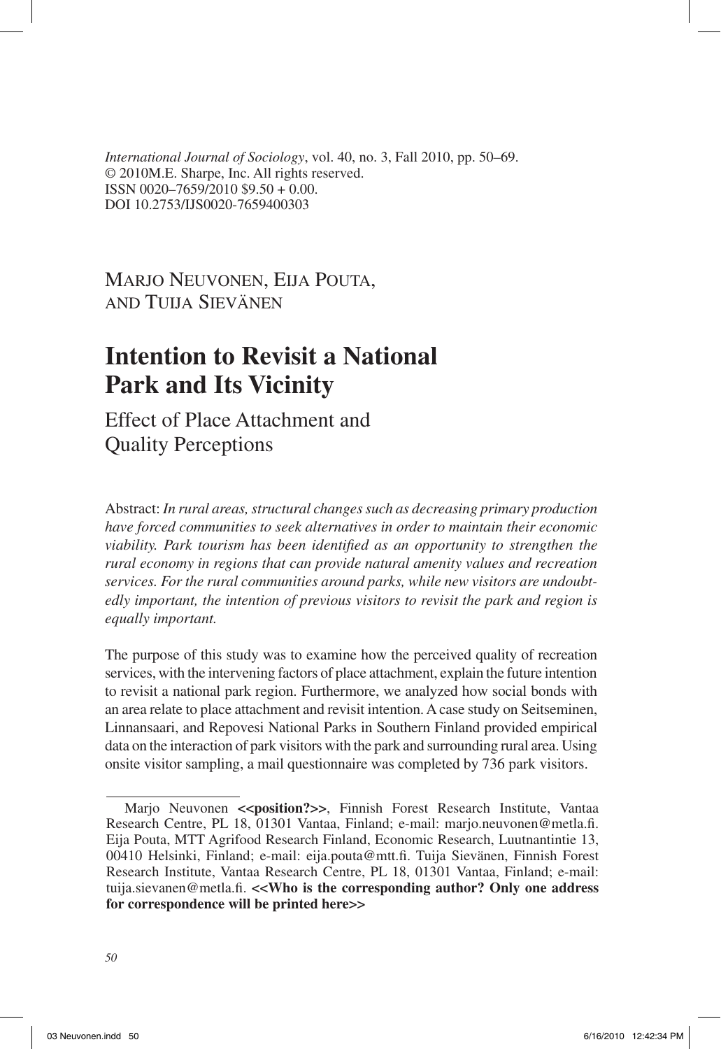*International Journal of Sociology*, vol. 40, no. 3, Fall 2010, pp. 50–69.
© 2010M.E. Sharpe, Inc. All rights reserved.
ISSN 0020–7659/2010 $9.50 + 0.00.
DOI 10.2753/IJS0020-7659400303

Marjo Neuvonen, Eija Pouta, and Tuija Sievänen

# Intention to Revisit a National Park and Its Vicinity

## Effect of Place Attachment and Quality Perceptions

Abstract: *In rural areas, structural changes such as decreasing primary production have forced communities to seek alternatives in order to maintain their economic viability. Park tourism has been identified as an opportunity to strengthen the rural economy in regions that can provide natural amenity values and recreation services. For the rural communities around parks, while new visitors are undoubtedly important, the intention of previous visitors to revisit the park and region is equally important.*

The purpose of this study was to examine how the perceived quality of recreation services, with the intervening factors of place attachment, explain the future intention to revisit a national park region. Furthermore, we analyzed how social bonds with an area relate to place attachment and revisit intention. A case study on Seitseminen, Linnansaari, and Repovesi National Parks in Southern Finland provided empirical data on the interaction of park visitors with the park and surrounding rural area. Using onsite visitor sampling, a mail questionnaire was completed by 736 park visitors.

---

Marjo Neuvonen **<<position?>>**, Finnish Forest Research Institute, Vantaa Research Centre, PL 18, 01301 Vantaa, Finland; e-mail: marjo.neuvonen@metla.fi. Eija Pouta, MTT Agrifood Research Finland, Economic Research, Luutnantintie 13, 00410 Helsinki, Finland; e-mail: eija.pouta@mtt.fi. Tuija Sievänen, Finnish Forest Research Institute, Vantaa Research Centre, PL 18, 01301 Vantaa, Finland; e-mail: tuija.sievanen@metla.fi. **<<Who is the corresponding author? Only one address for correspondence will be printed here>>**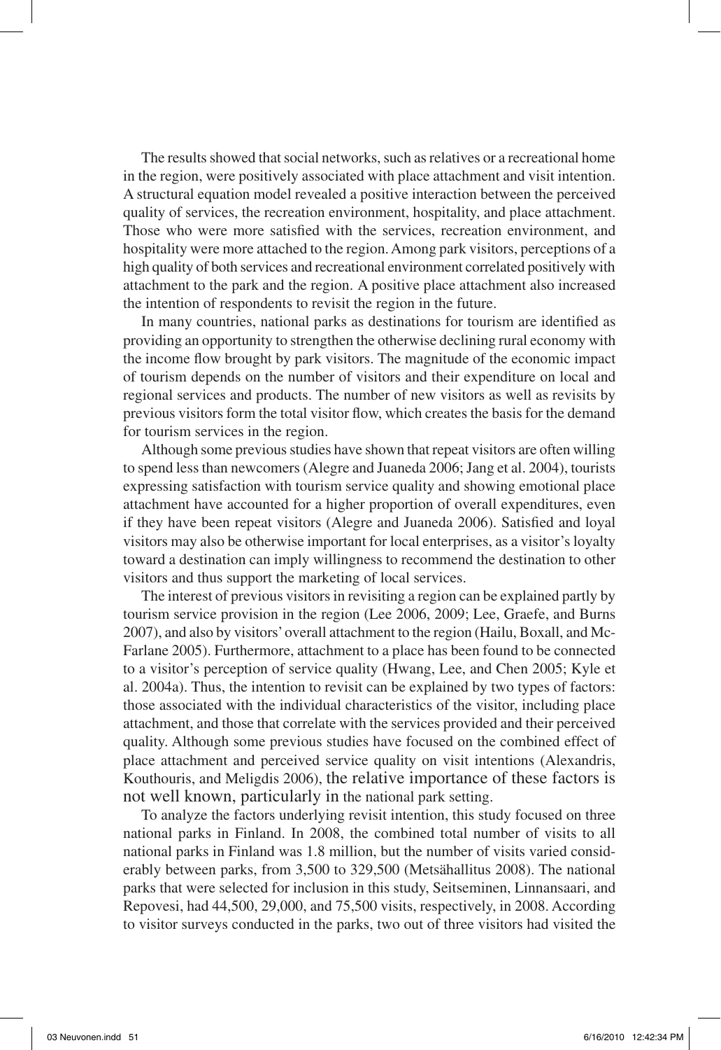The results showed that social networks, such as relatives or a recreational home in the region, were positively associated with place attachment and visit intention. A structural equation model revealed a positive interaction between the perceived quality of services, the recreation environment, hospitality, and place attachment. Those who were more satisfied with the services, recreation environment, and hospitality were more attached to the region. Among park visitors, perceptions of a high quality of both services and recreational environment correlated positively with attachment to the park and the region. A positive place attachment also increased the intention of respondents to revisit the region in the future.

In many countries, national parks as destinations for tourism are identified as providing an opportunity to strengthen the otherwise declining rural economy with the income flow brought by park visitors. The magnitude of the economic impact of tourism depends on the number of visitors and their expenditure on local and regional services and products. The number of new visitors as well as revisits by previous visitors form the total visitor flow, which creates the basis for the demand for tourism services in the region.

Although some previous studies have shown that repeat visitors are often willing to spend less than newcomers (Alegre and Juaneda 2006; Jang et al. 2004), tourists expressing satisfaction with tourism service quality and showing emotional place attachment have accounted for a higher proportion of overall expenditures, even if they have been repeat visitors (Alegre and Juaneda 2006). Satisfied and loyal visitors may also be otherwise important for local enterprises, as a visitor's loyalty toward a destination can imply willingness to recommend the destination to other visitors and thus support the marketing of local services.

The interest of previous visitors in revisiting a region can be explained partly by tourism service provision in the region (Lee 2006, 2009; Lee, Graefe, and Burns 2007), and also by visitors' overall attachment to the region (Hailu, Boxall, and McFarlane 2005). Furthermore, attachment to a place has been found to be connected to a visitor's perception of service quality (Hwang, Lee, and Chen 2005; Kyle et al. 2004a). Thus, the intention to revisit can be explained by two types of factors: those associated with the individual characteristics of the visitor, including place attachment, and those that correlate with the services provided and their perceived quality. Although some previous studies have focused on the combined effect of place attachment and perceived service quality on visit intentions (Alexandris, Kouthouris, and Meligdis 2006), the relative importance of these factors is not well known, particularly in the national park setting.

To analyze the factors underlying revisit intention, this study focused on three national parks in Finland. In 2008, the combined total number of visits to all national parks in Finland was 1.8 million, but the number of visits varied considerably between parks, from 3,500 to 329,500 (Metsähallitus 2008). The national parks that were selected for inclusion in this study, Seitseminen, Linnansaari, and Repovesi, had 44,500, 29,000, and 75,500 visits, respectively, in 2008. According to visitor surveys conducted in the parks, two out of three visitors had visited the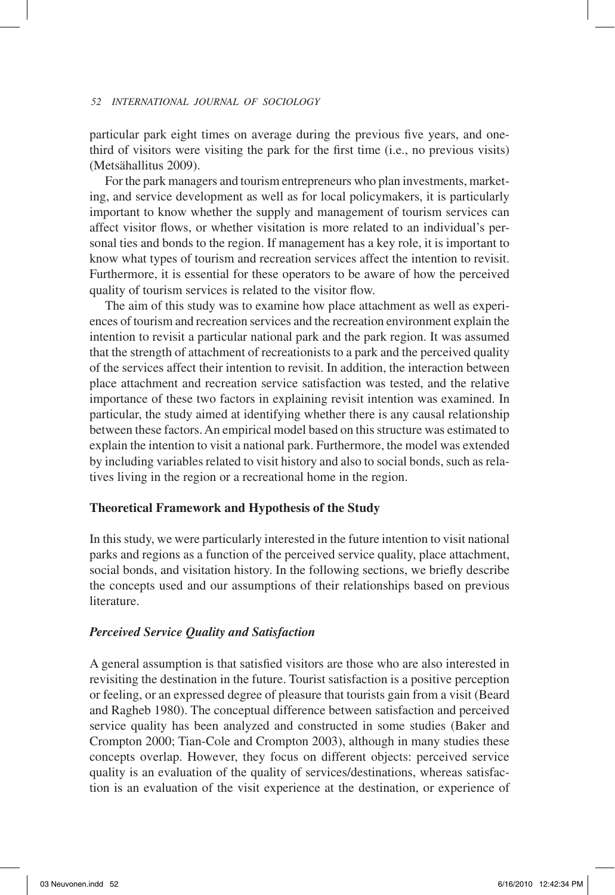particular park eight times on average during the previous five years, and one-third of visitors were visiting the park for the first time (i.e., no previous visits) (Metsähallitus 2009).

For the park managers and tourism entrepreneurs who plan investments, marketing, and service development as well as for local policymakers, it is particularly important to know whether the supply and management of tourism services can affect visitor flows, or whether visitation is more related to an individual's personal ties and bonds to the region. If management has a key role, it is important to know what types of tourism and recreation services affect the intention to revisit. Furthermore, it is essential for these operators to be aware of how the perceived quality of tourism services is related to the visitor flow.

The aim of this study was to examine how place attachment as well as experiences of tourism and recreation services and the recreation environment explain the intention to revisit a particular national park and the park region. It was assumed that the strength of attachment of recreationists to a park and the perceived quality of the services affect their intention to revisit. In addition, the interaction between place attachment and recreation service satisfaction was tested, and the relative importance of these two factors in explaining revisit intention was examined. In particular, the study aimed at identifying whether there is any causal relationship between these factors. An empirical model based on this structure was estimated to explain the intention to visit a national park. Furthermore, the model was extended by including variables related to visit history and also to social bonds, such as relatives living in the region or a recreational home in the region.

## Theoretical Framework and Hypothesis of the Study

In this study, we were particularly interested in the future intention to visit national parks and regions as a function of the perceived service quality, place attachment, social bonds, and visitation history. In the following sections, we briefly describe the concepts used and our assumptions of their relationships based on previous literature.

### *Perceived Service Quality and Satisfaction*

A general assumption is that satisfied visitors are those who are also interested in revisiting the destination in the future. Tourist satisfaction is a positive perception or feeling, or an expressed degree of pleasure that tourists gain from a visit (Beard and Ragheb 1980). The conceptual difference between satisfaction and perceived service quality has been analyzed and constructed in some studies (Baker and Crompton 2000; Tian-Cole and Crompton 2003), although in many studies these concepts overlap. However, they focus on different objects: perceived service quality is an evaluation of the quality of services/destinations, whereas satisfaction is an evaluation of the visit experience at the destination, or experience of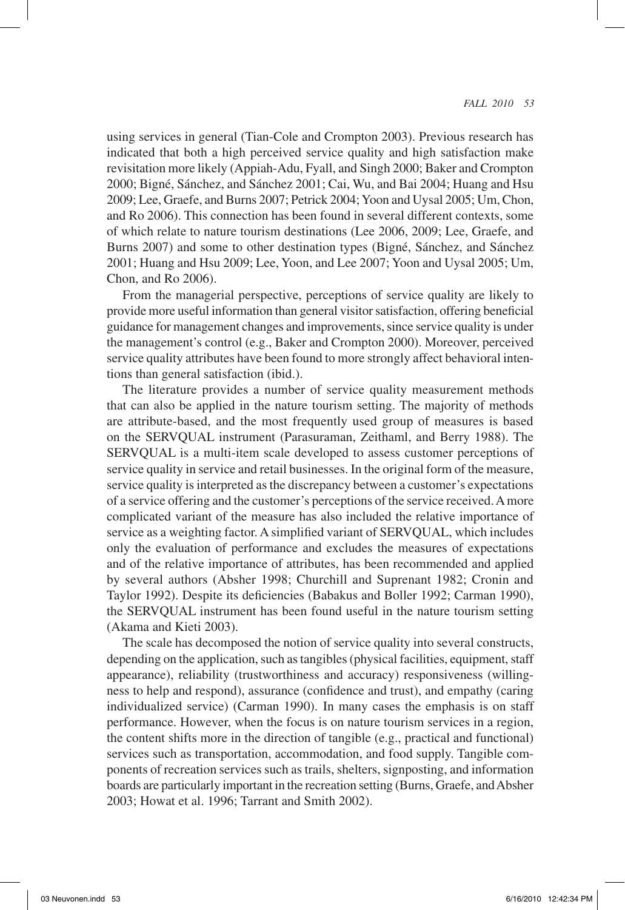using services in general (Tian-Cole and Crompton 2003). Previous research has indicated that both a high perceived service quality and high satisfaction make revisitation more likely (Appiah-Adu, Fyall, and Singh 2000; Baker and Crompton 2000; Bigné, Sánchez, and Sánchez 2001; Cai, Wu, and Bai 2004; Huang and Hsu 2009; Lee, Graefe, and Burns 2007; Petrick 2004; Yoon and Uysal 2005; Um, Chon, and Ro 2006). This connection has been found in several different contexts, some of which relate to nature tourism destinations (Lee 2006, 2009; Lee, Graefe, and Burns 2007) and some to other destination types (Bigné, Sánchez, and Sánchez 2001; Huang and Hsu 2009; Lee, Yoon, and Lee 2007; Yoon and Uysal 2005; Um, Chon, and Ro 2006).

From the managerial perspective, perceptions of service quality are likely to provide more useful information than general visitor satisfaction, offering beneficial guidance for management changes and improvements, since service quality is under the management's control (e.g., Baker and Crompton 2000). Moreover, perceived service quality attributes have been found to more strongly affect behavioral intentions than general satisfaction (ibid.).

The literature provides a number of service quality measurement methods that can also be applied in the nature tourism setting. The majority of methods are attribute-based, and the most frequently used group of measures is based on the SERVQUAL instrument (Parasuraman, Zeithaml, and Berry 1988). The SERVQUAL is a multi-item scale developed to assess customer perceptions of service quality in service and retail businesses. In the original form of the measure, service quality is interpreted as the discrepancy between a customer's expectations of a service offering and the customer's perceptions of the service received. A more complicated variant of the measure has also included the relative importance of service as a weighting factor. A simplified variant of SERVQUAL, which includes only the evaluation of performance and excludes the measures of expectations and of the relative importance of attributes, has been recommended and applied by several authors (Absher 1998; Churchill and Suprenant 1982; Cronin and Taylor 1992). Despite its deficiencies (Babakus and Boller 1992; Carman 1990), the SERVQUAL instrument has been found useful in the nature tourism setting (Akama and Kieti 2003).

The scale has decomposed the notion of service quality into several constructs, depending on the application, such as tangibles (physical facilities, equipment, staff appearance), reliability (trustworthiness and accuracy) responsiveness (willingness to help and respond), assurance (confidence and trust), and empathy (caring individualized service) (Carman 1990). In many cases the emphasis is on staff performance. However, when the focus is on nature tourism services in a region, the content shifts more in the direction of tangible (e.g., practical and functional) services such as transportation, accommodation, and food supply. Tangible components of recreation services such as trails, shelters, signposting, and information boards are particularly important in the recreation setting (Burns, Graefe, and Absher 2003; Howat et al. 1996; Tarrant and Smith 2002).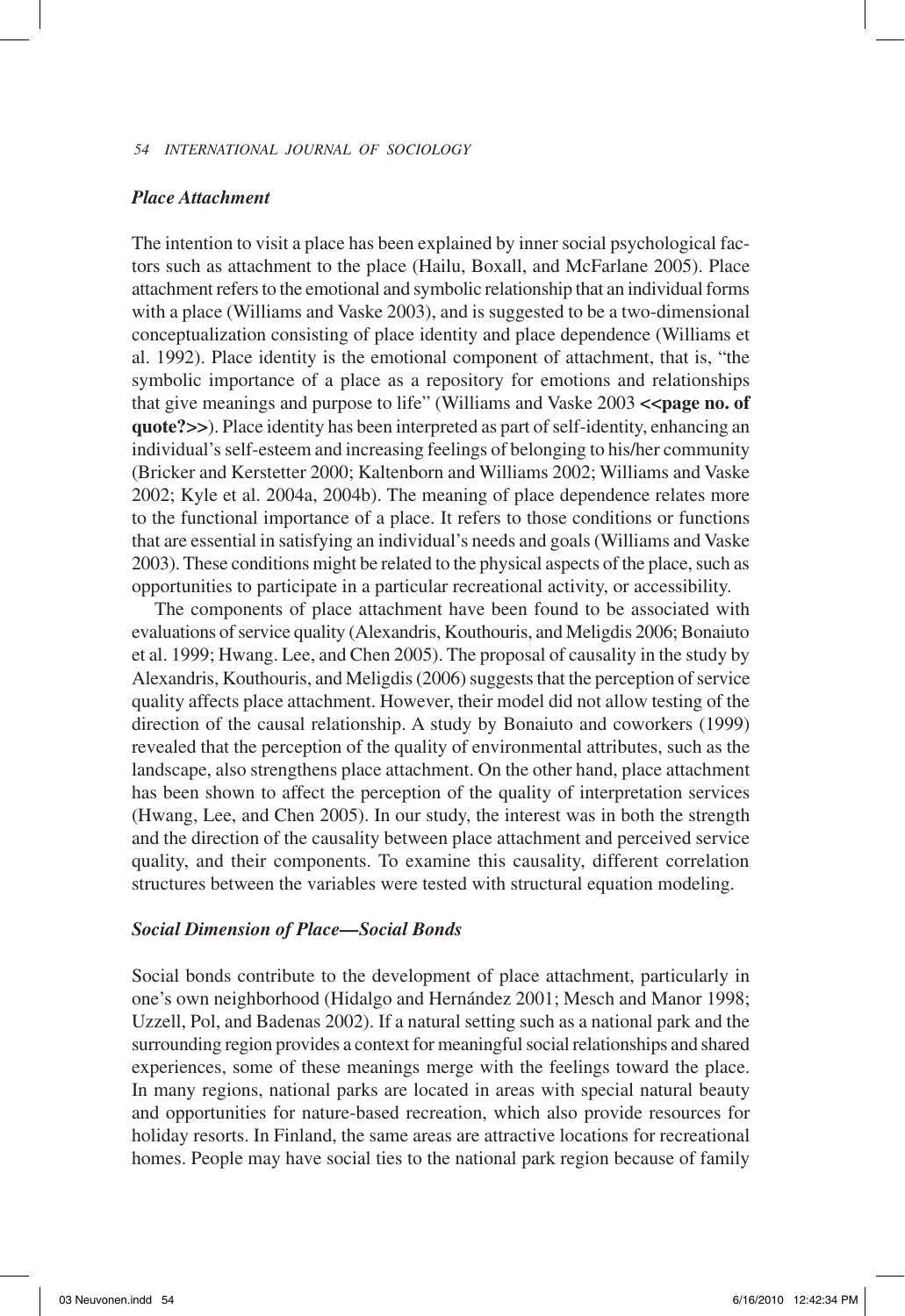### *Place Attachment*

The intention to visit a place has been explained by inner social psychological factors such as attachment to the place (Hailu, Boxall, and McFarlane 2005). Place attachment refers to the emotional and symbolic relationship that an individual forms with a place (Williams and Vaske 2003), and is suggested to be a two-dimensional conceptualization consisting of place identity and place dependence (Williams et al. 1992). Place identity is the emotional component of attachment, that is, "the symbolic importance of a place as a repository for emotions and relationships that give meanings and purpose to life" (Williams and Vaske 2003 **<<page no. of quote?>>**). Place identity has been interpreted as part of self-identity, enhancing an individual's self-esteem and increasing feelings of belonging to his/her community (Bricker and Kerstetter 2000; Kaltenborn and Williams 2002; Williams and Vaske 2002; Kyle et al. 2004a, 2004b). The meaning of place dependence relates more to the functional importance of a place. It refers to those conditions or functions that are essential in satisfying an individual's needs and goals (Williams and Vaske 2003). These conditions might be related to the physical aspects of the place, such as opportunities to participate in a particular recreational activity, or accessibility.

The components of place attachment have been found to be associated with evaluations of service quality (Alexandris, Kouthouris, and Meligdis 2006; Bonaiuto et al. 1999; Hwang. Lee, and Chen 2005). The proposal of causality in the study by Alexandris, Kouthouris, and Meligdis (2006) suggests that the perception of service quality affects place attachment. However, their model did not allow testing of the direction of the causal relationship. A study by Bonaiuto and coworkers (1999) revealed that the perception of the quality of environmental attributes, such as the landscape, also strengthens place attachment. On the other hand, place attachment has been shown to affect the perception of the quality of interpretation services (Hwang, Lee, and Chen 2005). In our study, the interest was in both the strength and the direction of the causality between place attachment and perceived service quality, and their components. To examine this causality, different correlation structures between the variables were tested with structural equation modeling.

### *Social Dimension of Place—Social Bonds*

Social bonds contribute to the development of place attachment, particularly in one's own neighborhood (Hidalgo and Hernández 2001; Mesch and Manor 1998; Uzzell, Pol, and Badenas 2002). If a natural setting such as a national park and the surrounding region provides a context for meaningful social relationships and shared experiences, some of these meanings merge with the feelings toward the place. In many regions, national parks are located in areas with special natural beauty and opportunities for nature-based recreation, which also provide resources for holiday resorts. In Finland, the same areas are attractive locations for recreational homes. People may have social ties to the national park region because of family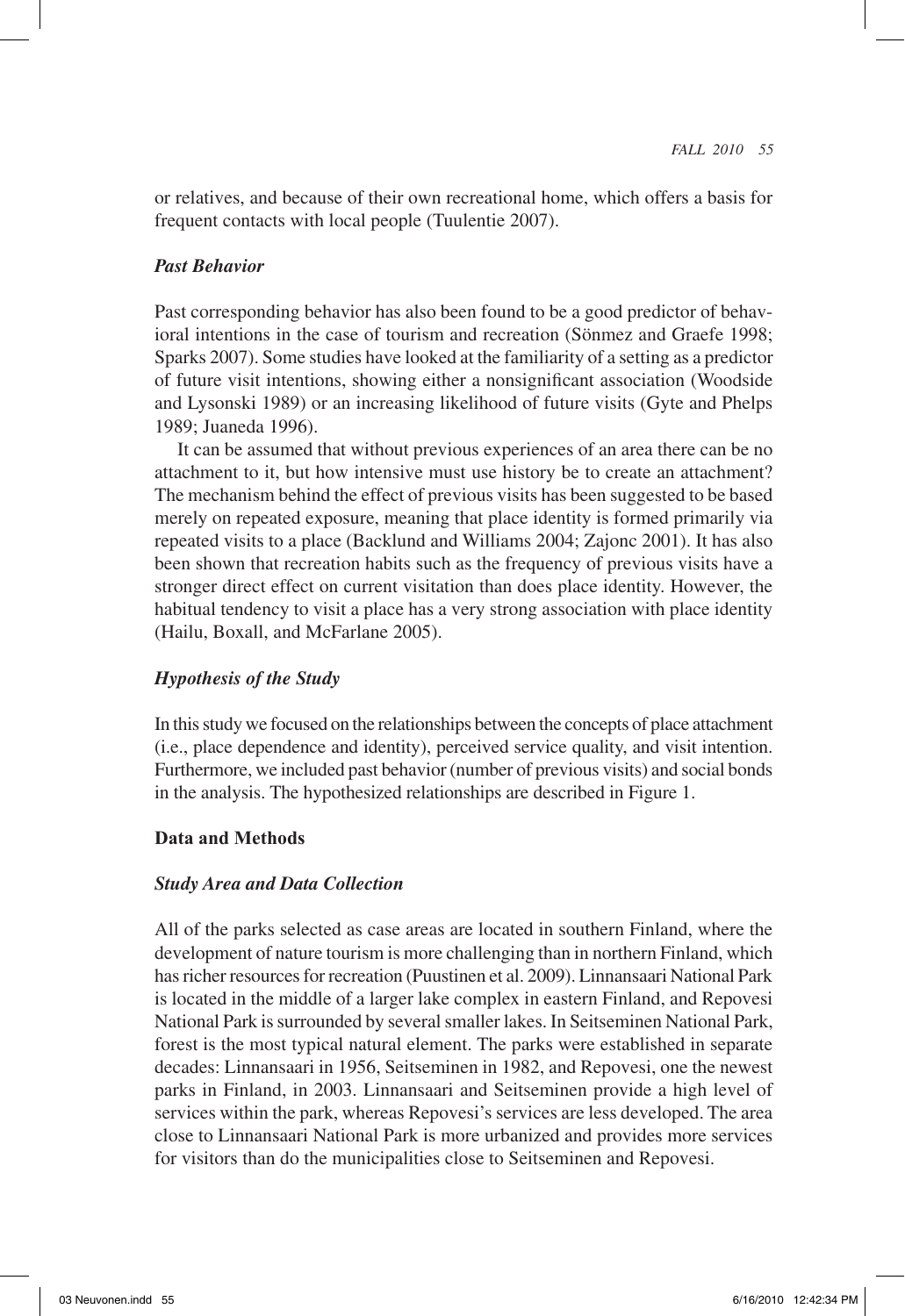or relatives, and because of their own recreational home, which offers a basis for frequent contacts with local people (Tuulentie 2007).

### *Past Behavior*

Past corresponding behavior has also been found to be a good predictor of behavioral intentions in the case of tourism and recreation (Sönmez and Graefe 1998; Sparks 2007). Some studies have looked at the familiarity of a setting as a predictor of future visit intentions, showing either a nonsignificant association (Woodside and Lysonski 1989) or an increasing likelihood of future visits (Gyte and Phelps 1989; Juaneda 1996).

It can be assumed that without previous experiences of an area there can be no attachment to it, but how intensive must use history be to create an attachment? The mechanism behind the effect of previous visits has been suggested to be based merely on repeated exposure, meaning that place identity is formed primarily via repeated visits to a place (Backlund and Williams 2004; Zajonc 2001). It has also been shown that recreation habits such as the frequency of previous visits have a stronger direct effect on current visitation than does place identity. However, the habitual tendency to visit a place has a very strong association with place identity (Hailu, Boxall, and McFarlane 2005).

### *Hypothesis of the Study*

In this study we focused on the relationships between the concepts of place attachment (i.e., place dependence and identity), perceived service quality, and visit intention. Furthermore, we included past behavior (number of previous visits) and social bonds in the analysis. The hypothesized relationships are described in Figure 1.

## **Data and Methods**

### *Study Area and Data Collection*

All of the parks selected as case areas are located in southern Finland, where the development of nature tourism is more challenging than in northern Finland, which has richer resources for recreation (Puustinen et al. 2009). Linnansaari National Park is located in the middle of a larger lake complex in eastern Finland, and Repovesi National Park is surrounded by several smaller lakes. In Seitseminen National Park, forest is the most typical natural element. The parks were established in separate decades: Linnansaari in 1956, Seitseminen in 1982, and Repovesi, one the newest parks in Finland, in 2003. Linnansaari and Seitseminen provide a high level of services within the park, whereas Repovesi's services are less developed. The area close to Linnansaari National Park is more urbanized and provides more services for visitors than do the municipalities close to Seitseminen and Repovesi.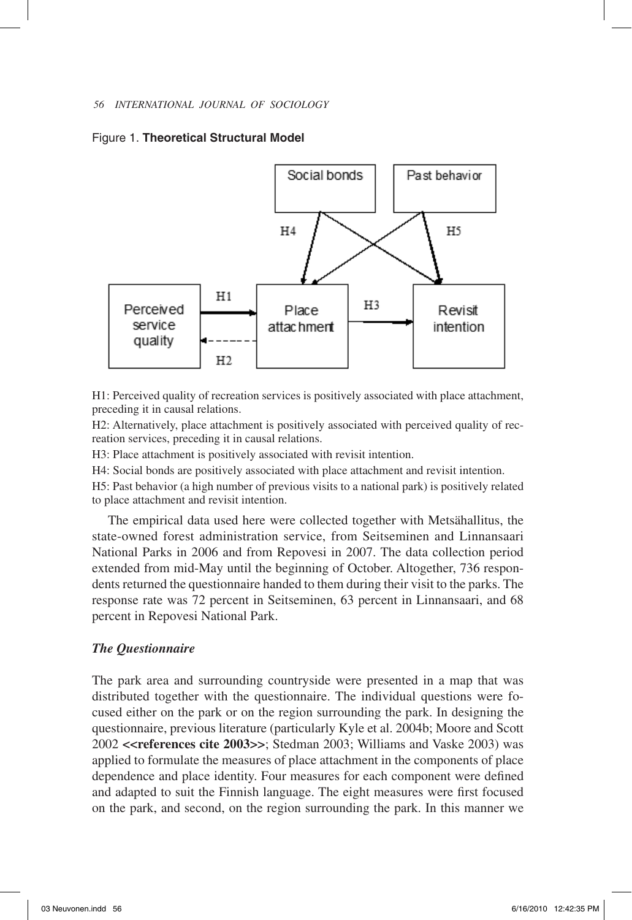Figure 1. **Theoretical Structural Model**

H1: Perceived quality of recreation services is positively associated with place attachment, preceding it in causal relations.

H2: Alternatively, place attachment is positively associated with perceived quality of recreation services, preceding it in causal relations.

H3: Place attachment is positively associated with revisit intention.

H4: Social bonds are positively associated with place attachment and revisit intention.

H5: Past behavior (a high number of previous visits to a national park) is positively related to place attachment and revisit intention.

The empirical data used here were collected together with Metsähallitus, the state-owned forest administration service, from Seitseminen and Linnansaari National Parks in 2006 and from Repovesi in 2007. The data collection period extended from mid-May until the beginning of October. Altogether, 736 respondents returned the questionnaire handed to them during their visit to the parks. The response rate was 72 percent in Seitseminen, 63 percent in Linnansaari, and 68 percent in Repovesi National Park.

### *The Questionnaire*

The park area and surrounding countryside were presented in a map that was distributed together with the questionnaire. The individual questions were focused either on the park or on the region surrounding the park. In designing the questionnaire, previous literature (particularly Kyle et al. 2004b; Moore and Scott 2002 **<<references cite 2003>>**; Stedman 2003; Williams and Vaske 2003) was applied to formulate the measures of place attachment in the components of place dependence and place identity. Four measures for each component were defined and adapted to suit the Finnish language. The eight measures were first focused on the park, and second, on the region surrounding the park. In this manner we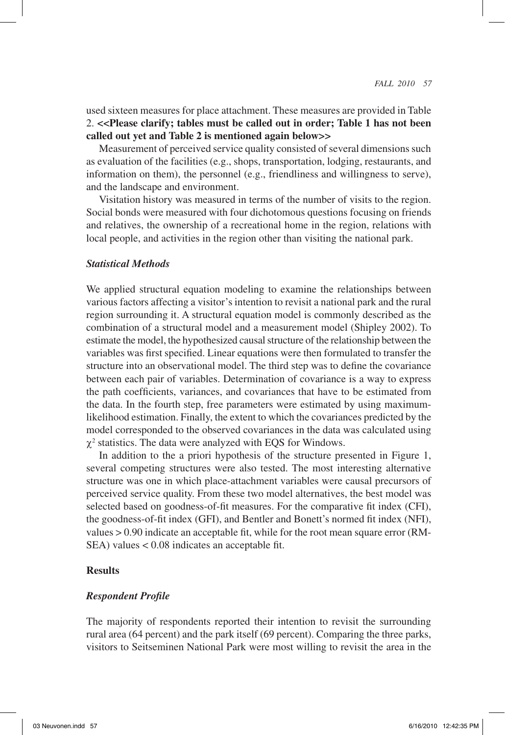used sixteen measures for place attachment. These measures are provided in Table 2. **<<Please clarify; tables must be called out in order; Table 1 has not been called out yet and Table 2 is mentioned again below>>**

Measurement of perceived service quality consisted of several dimensions such as evaluation of the facilities (e.g., shops, transportation, lodging, restaurants, and information on them), the personnel (e.g., friendliness and willingness to serve), and the landscape and environment.

Visitation history was measured in terms of the number of visits to the region. Social bonds were measured with four dichotomous questions focusing on friends and relatives, the ownership of a recreational home in the region, relations with local people, and activities in the region other than visiting the national park.

### *Statistical Methods*

We applied structural equation modeling to examine the relationships between various factors affecting a visitor's intention to revisit a national park and the rural region surrounding it. A structural equation model is commonly described as the combination of a structural model and a measurement model (Shipley 2002). To estimate the model, the hypothesized causal structure of the relationship between the variables was first specified. Linear equations were then formulated to transfer the structure into an observational model. The third step was to define the covariance between each pair of variables. Determination of covariance is a way to express the path coefficients, variances, and covariances that have to be estimated from the data. In the fourth step, free parameters were estimated by using maximum-likelihood estimation. Finally, the extent to which the covariances predicted by the model corresponded to the observed covariances in the data was calculated using $\chi^2$ statistics. The data were analyzed with EQS for Windows.

In addition to the a priori hypothesis of the structure presented in Figure 1, several competing structures were also tested. The most interesting alternative structure was one in which place-attachment variables were causal precursors of perceived service quality. From these two model alternatives, the best model was selected based on goodness-of-fit measures. For the comparative fit index (CFI), the goodness-of-fit index (GFI), and Bentler and Bonett's normed fit index (NFI), values $> 0.90$ indicate an acceptable fit, while for the root mean square error (RM-SEA) values $< 0.08$ indicates an acceptable fit.

## **Results**

### *Respondent Profile*

The majority of respondents reported their intention to revisit the surrounding rural area (64 percent) and the park itself (69 percent). Comparing the three parks, visitors to Seitseminen National Park were most willing to revisit the area in the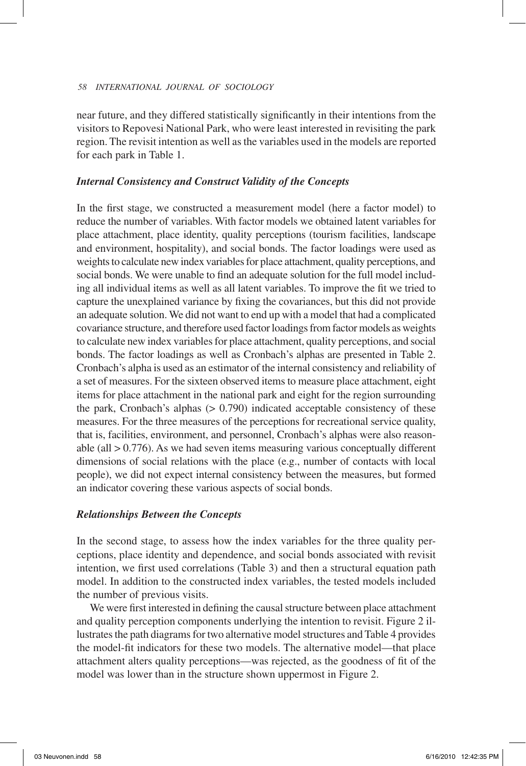near future, and they differed statistically significantly in their intentions from the visitors to Repovesi National Park, who were least interested in revisiting the park region. The revisit intention as well as the variables used in the models are reported for each park in Table 1.

### *Internal Consistency and Construct Validity of the Concepts*

In the first stage, we constructed a measurement model (here a factor model) to reduce the number of variables. With factor models we obtained latent variables for place attachment, place identity, quality perceptions (tourism facilities, landscape and environment, hospitality), and social bonds. The factor loadings were used as weights to calculate new index variables for place attachment, quality perceptions, and social bonds. We were unable to find an adequate solution for the full model including all individual items as well as all latent variables. To improve the fit we tried to capture the unexplained variance by fixing the covariances, but this did not provide an adequate solution. We did not want to end up with a model that had a complicated covariance structure, and therefore used factor loadings from factor models as weights to calculate new index variables for place attachment, quality perceptions, and social bonds. The factor loadings as well as Cronbach's alphas are presented in Table 2. Cronbach's alpha is used as an estimator of the internal consistency and reliability of a set of measures. For the sixteen observed items to measure place attachment, eight items for place attachment in the national park and eight for the region surrounding the park, Cronbach's alphas ($> 0.790$) indicated acceptable consistency of these measures. For the three measures of the perceptions for recreational service quality, that is, facilities, environment, and personnel, Cronbach's alphas were also reasonable (all $> 0.776$). As we had seven items measuring various conceptually different dimensions of social relations with the place (e.g., number of contacts with local people), we did not expect internal consistency between the measures, but formed an indicator covering these various aspects of social bonds.

### *Relationships Between the Concepts*

In the second stage, to assess how the index variables for the three quality perceptions, place identity and dependence, and social bonds associated with revisit intention, we first used correlations (Table 3) and then a structural equation path model. In addition to the constructed index variables, the tested models included the number of previous visits.

We were first interested in defining the causal structure between place attachment and quality perception components underlying the intention to revisit. Figure 2 illustrates the path diagrams for two alternative model structures and Table 4 provides the model-fit indicators for these two models. The alternative model—that place attachment alters quality perceptions—was rejected, as the goodness of fit of the model was lower than in the structure shown uppermost in Figure 2.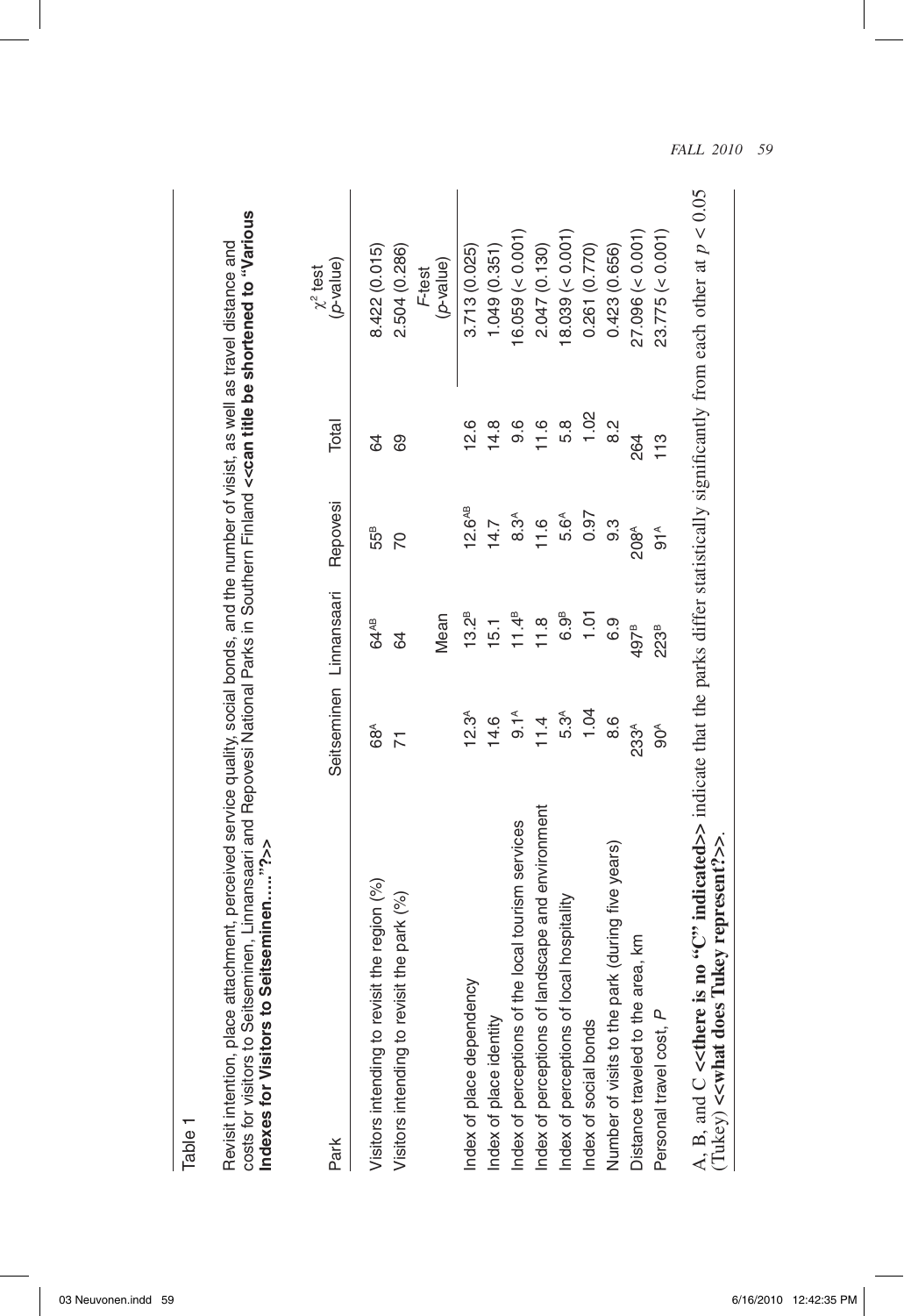Table 1

Revisit intention, place attachment, perceived service quality, social bonds, and the number of visist, as well as travel distance and costs for visitors to Seitseminen, Linnansaari and Repovesi National Parks in Southern Finland **<<can title be shortened to "Various Indexes for Visitors to Seitseminen…..."?>>**

| Park | Seitseminen | Linnansaari | Repovesi | Total | $\chi^2$ test (*p*-value) |
|---|---|---|---|---|---|
| Visitors intending to revisit the region (%) | 68[A] | 64[AB] | 55[B] | 64 | 8.422 (0.015) |
| Visitors intending to revisit the park (%) | 71 | 64 | 70 | 69 | 2.504 (0.286) |
| | | Mean | | | *F*-test (*p*-value) |
| Index of place dependency | 12.3[A] | 13.2[B] | 12.6[AB] | 12.6 | 3.713 (0.025) |
| Index of place identity | 14.6 | 15.1 | 14.7 | 14.8 | 1.049 (0.351) |
| Index of perceptions of the local tourism services | 9.1[A] | 11.4[B] | 8.3[A] | 9.6 | 16.059 (< 0.001) |
| Index of perceptions of landscape and environment | 11.4 | 11.8 | 11.6 | 11.6 | 2.047 (0.130) |
| Index of perceptions of local hospitality | 5.3[A] | 6.9[B] | 5.6[A] | 5.8 | 18.039 (< 0.001) |
| Index of social bonds | 1.04 | 1.01 | 0.97 | 1.02 | 0.261 (0.770) |
| Number of visits to the park (during five years) | 8.6 | 6.9 | 9.3 | 8.2 | 0.423 (0.656) |
| Distance traveled to the area, km | 233[A] | 497[B] | 208[A] | 264 | 27.096 (< 0.001) |
| Personal travel cost, *P* | 90[A] | 223[B] | 91[A] | 113 | 23.775 (< 0.001) |

A, B, and C **<<there is no "C" indicated>>** indicate that the parks differ statistically significantly from each other at $p < 0.05$ (Tukey) **<<what does Tukey represent?>>**.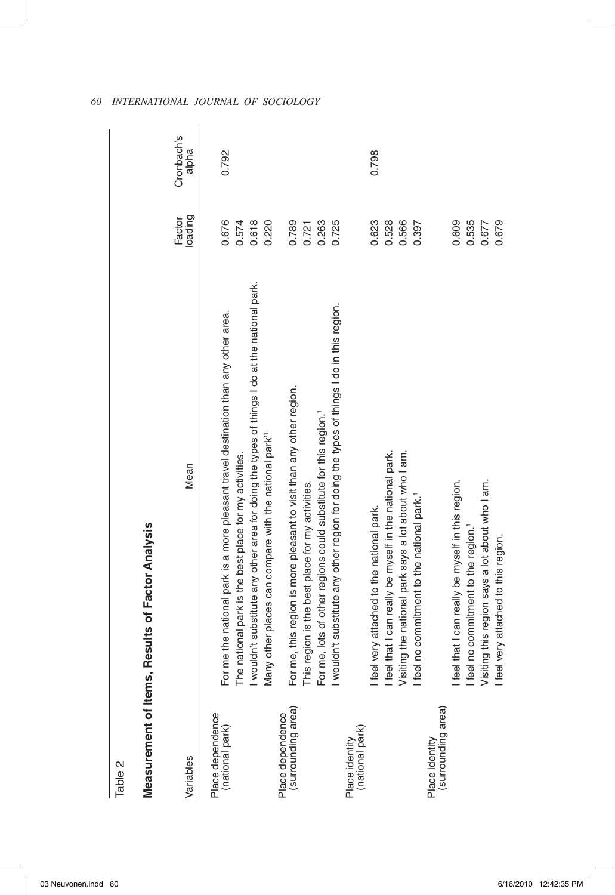Table 2

**Measurement of Items, Results of Factor Analysis**

| Variables | Mean | Factor loading | Cronbach's alpha |
|---|---|---|---|
| Place dependence (national park) | For me the national park is a more pleasant travel destination than any other area. | 0.676 | 0.792 |
| | The national park is the best place for my activities. | 0.574 | |
| | I wouldn't substitute any other area for doing the types of things I do at the national park. | 0.618 | |
| | Many other places can compare with the national park'[1] | 0.220 | |
| Place dependence (surrounding area) | For me, this region is more pleasant to visit than any other region. | 0.789 | |
| | This region is the best place for my activities. | 0.721 | |
| | For me, lots of other regions could substitute for this region.[1] | 0.263 | |
| | I wouldn't substitute any other region for doing the types of things I do in this region. | 0.725 | |
| Place identity (national park) | I feel very attached to the national park. | 0.623 | 0.798 |
| | I feel that I can really be myself in the national park. | 0.528 | |
| | Visiting the national park says a lot about who I am. | 0.566 | |
| | I feel no commitment to the national park.[1] | 0.397 | |
| Place identity (surrounding area) | I feel that I can really be myself in this region. | 0.609 | |
| | I feel no commitment to the region.[1] | 0.535 | |
| | Visiting this region says a lot about who I am. | 0.677 | |
| | I feel very attached to this region. | 0.679 | |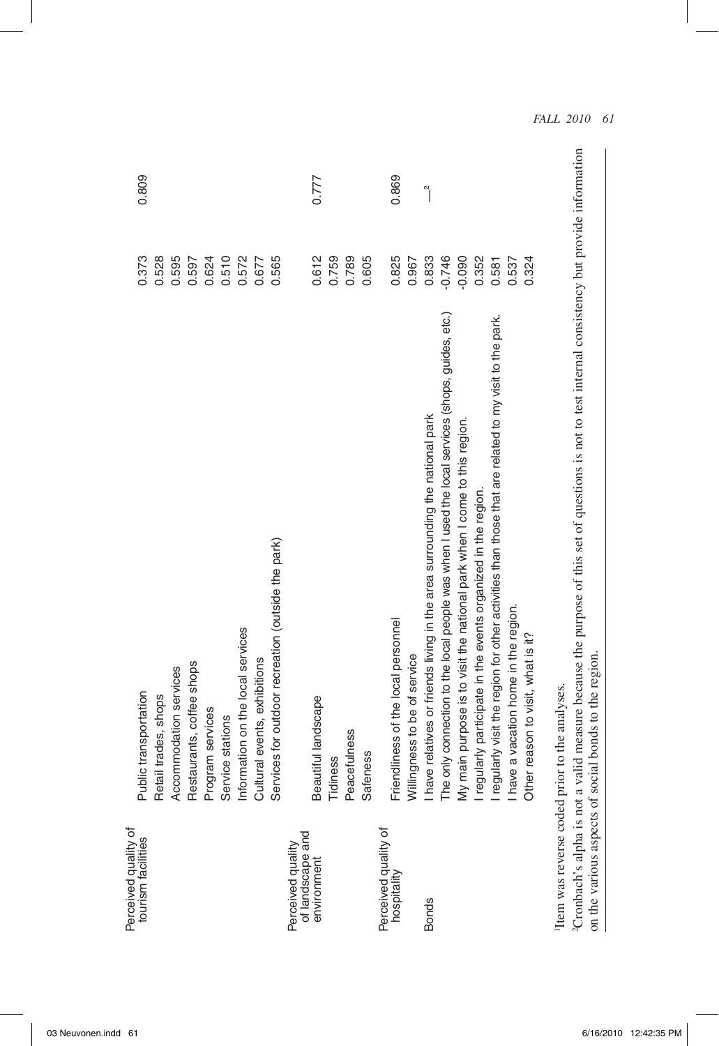| | | | |
|---|---|---|---|
| Perceived quality of tourism facilities | Public transportation | 0.373 | 0.809 |
| | Retail trades, shops | 0.528 | |
| | Accommodation services | 0.595 | |
| | Restaurants, coffee shops | 0.597 | |
| | Program services | 0.624 | |
| | Service stations | 0.510 | |
| | Information on the local services | 0.572 | |
| | Cultural events, exhibitions | 0.677 | |
| | Services for outdoor recreation (outside the park) | 0.565 | |
| Perceived quality of landscape and environment | Beautiful landscape | 0.612 | 0.777 |
| | Tidiness | 0.759 | |
| | Peacefulness | 0.789 | |
| | Safeness | 0.605 | |
| Perceived quality of hospitality | Friendliness of the local personnel | 0.825 | 0.869 |
| | Willingness to be of service | 0.967 | |
| Bonds | I have relatives or friends living in the area surrounding the national park | 0.833 | —[2] |
| | The only connection to the local people was when I used the local services (shops, guides, etc.) | -0.746 | |
| | My main purpose is to visit the national park when I come to this region. | -0.090 | |
| | I regularly participate in the events organized in the region. | 0.352 | |
| | I regularly visit the region for other activities than those that are related to my visit to the park. | 0.581 | |
| | I have a vacation home in the region. | 0.537 | |
| | Other reason to visit, what is it? | 0.324 | |

[1]Item was reverse coded prior to the analyses.

[2]Cronbach's alpha is not a valid measure because the purpose of this set of questions is not to test internal consistency but provide information on the various aspects of social bonds to the region.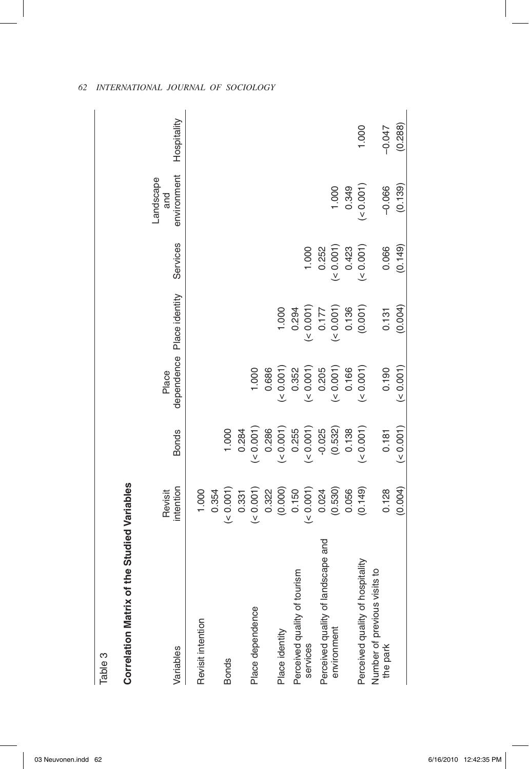Table 3

**Correlation Matrix of the Studied Variables**

| Variables | Revisit intention | Bonds | Place dependence | Place identity | Services | Landscape and environment | Hospitality |
|---|---|---|---|---|---|---|---|
| Revisit intention | 1.000 | | | | | | |
| Bonds | 0.354 | 1.000 | | | | | |
| | (< 0.001) | | | | | | |
| Place dependence | 0.331 | 0.284 | 1.000 | | | | |
| | (< 0.001) | (< 0.001) | | | | | |
| Place identity | 0.322 | 0.286 | 0.686 | 1.000 | | | |
| | (0.000) | (< 0.001) | (< 0.001) | | | | |
| Perceived quality of tourism services | 0.150 | 0.255 | 0.352 | 0.294 | 1.000 | | |
| | (< 0.001) | (< 0.001) | (< 0.001) | (< 0.001) | | | |
| Perceived quality of landscape and environment | 0.024 | -0.025 | 0.205 | 0.177 | 0.252 | 1.000 | |
| | (0.530) | (0.532) | (< 0.001) | (< 0.001) | (< 0.001) | | |
| Perceived quality of hospitality | 0.056 | 0.138 | 0.166 | 0.136 | 0.423 | 0.349 | 1.000 |
| | (0.149) | (< 0.001) | (< 0.001) | (0.001) | (< 0.001) | (< 0.001) | |
| Number of previous visits to the park | 0.128 | 0.181 | 0.190 | 0.131 | 0.066 | –0.066 | –0.047 |
| | (0.004) | (< 0.001) | (< 0.001) | (0.004) | (0.149) | (0.139) | (0.288) |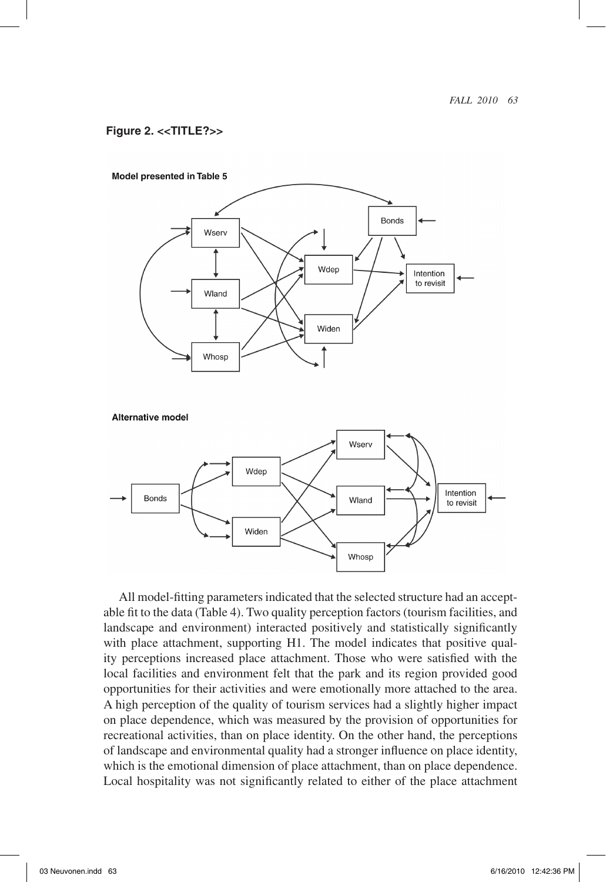**Figure 2. <<TITLE?>>**

**Model presented in Table 5**

Wserv

Wland

Whosp

Wdep

Widen

Bonds

Intention to revisit

**Alternative model**

Bonds

Wdep

Widen

Wserv

Wland

Whosp

Intention to revisit

All model-fitting parameters indicated that the selected structure had an acceptable fit to the data (Table 4). Two quality perception factors (tourism facilities, and landscape and environment) interacted positively and statistically significantly with place attachment, supporting H1. The model indicates that positive quality perceptions increased place attachment. Those who were satisfied with the local facilities and environment felt that the park and its region provided good opportunities for their activities and were emotionally more attached to the area. A high perception of the quality of tourism services had a slightly higher impact on place dependence, which was measured by the provision of opportunities for recreational activities, than on place identity. On the other hand, the perceptions of landscape and environmental quality had a stronger influence on place identity, which is the emotional dimension of place attachment, than on place dependence. Local hospitality was not significantly related to either of the place attachment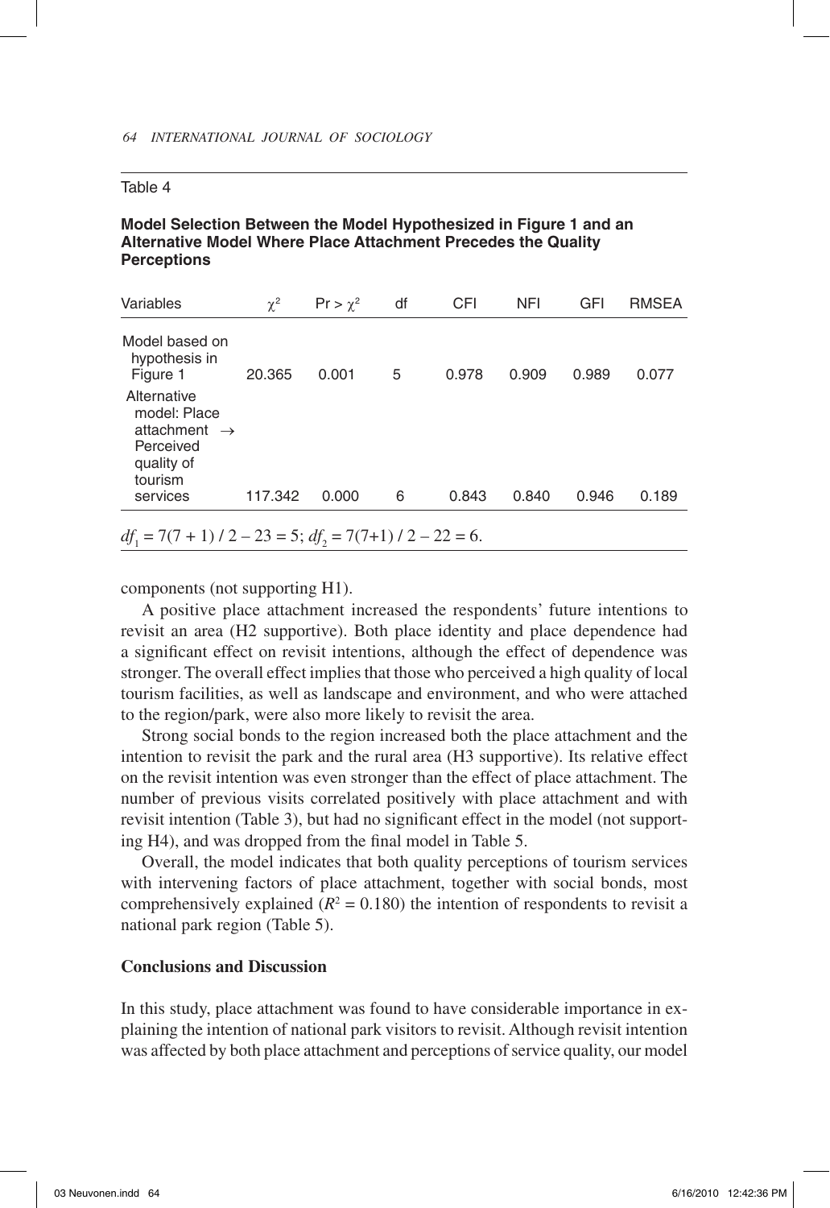Table 4

**Model Selection Between the Model Hypothesized in Figure 1 and an Alternative Model Where Place Attachment Precedes the Quality Perceptions**

| Variables | $\chi^2$ | $Pr > \chi^2$ | df | CFI | NFI | GFI | RMSEA |
|---|---|---|---|---|---|---|---|
| Model based on hypothesis in Figure 1 | 20.365 | 0.001 | 5 | 0.978 | 0.909 | 0.989 | 0.077 |
| Alternative model: Place attachment → Perceived quality of tourism services | 117.342 | 0.000 | 6 | 0.843 | 0.840 | 0.946 | 0.189 |

$df_1 = 7(7 + 1) / 2 - 23 = 5$; $df_2 = 7(7+1) / 2 - 22 = 6$.

components (not supporting H1).

A positive place attachment increased the respondents' future intentions to revisit an area (H2 supportive). Both place identity and place dependence had a significant effect on revisit intentions, although the effect of dependence was stronger. The overall effect implies that those who perceived a high quality of local tourism facilities, as well as landscape and environment, and who were attached to the region/park, were also more likely to revisit the area.

Strong social bonds to the region increased both the place attachment and the intention to revisit the park and the rural area (H3 supportive). Its relative effect on the revisit intention was even stronger than the effect of place attachment. The number of previous visits correlated positively with place attachment and with revisit intention (Table 3), but had no significant effect in the model (not supporting H4), and was dropped from the final model in Table 5.

Overall, the model indicates that both quality perceptions of tourism services with intervening factors of place attachment, together with social bonds, most comprehensively explained ($R^2 = 0.180$) the intention of respondents to revisit a national park region (Table 5).

## Conclusions and Discussion

In this study, place attachment was found to have considerable importance in explaining the intention of national park visitors to revisit. Although revisit intention was affected by both place attachment and perceptions of service quality, our model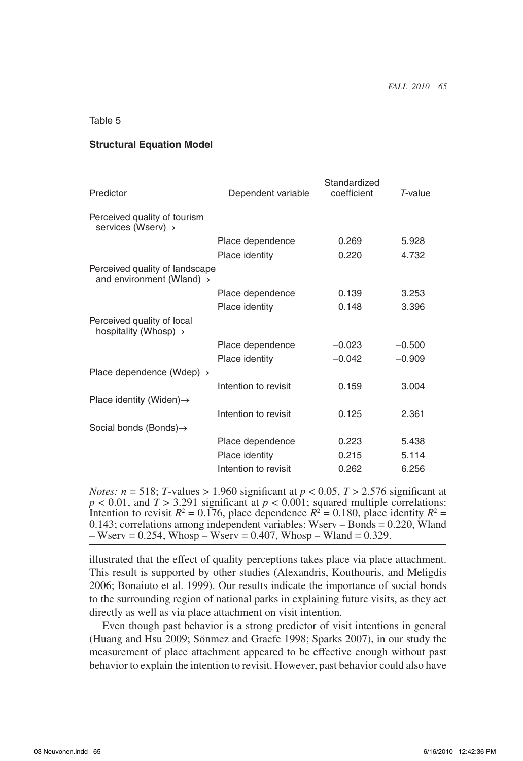Table 5

**Structural Equation Model**

| Predictor | Dependent variable | Standardized coefficient | *T*-value |
|---|---|---|---|
| Perceived quality of tourism services (Wserv)→ | | | |
| | Place dependence | 0.269 | 5.928 |
| | Place identity | 0.220 | 4.732 |
| Perceived quality of landscape and environment (Wland)→ | | | |
| | Place dependence | 0.139 | 3.253 |
| | Place identity | 0.148 | 3.396 |
| Perceived quality of local hospitality (Whosp)→ | | | |
| | Place dependence | –0.023 | –0.500 |
| | Place identity | –0.042 | –0.909 |
| Place dependence (Wdep)→ | | | |
| | Intention to revisit | 0.159 | 3.004 |
| Place identity (Widen)→ | | | |
| | Intention to revisit | 0.125 | 2.361 |
| Social bonds (Bonds)→ | | | |
| | Place dependence | 0.223 | 5.438 |
| | Place identity | 0.215 | 5.114 |
| | Intention to revisit | 0.262 | 6.256 |

*Notes:* $n = 518$; *T*-values $> 1.960$ significant at $p < 0.05$, $T > 2.576$ significant at $p < 0.01$, and $T > 3.291$ significant at $p < 0.001$; squared multiple correlations: Intention to revisit $R^2 = 0.176$, place dependence $R^2 = 0.180$, place identity $R^2 = 0.143$; correlations among independent variables: Wserv – Bonds = 0.220, Wland – Wserv = 0.254, Whosp – Wserv = 0.407, Whosp – Wland = 0.329.

illustrated that the effect of quality perceptions takes place via place attachment. This result is supported by other studies (Alexandris, Kouthouris, and Meligdis 2006; Bonaiuto et al. 1999). Our results indicate the importance of social bonds to the surrounding region of national parks in explaining future visits, as they act directly as well as via place attachment on visit intention.

Even though past behavior is a strong predictor of visit intentions in general (Huang and Hsu 2009; Sönmez and Graefe 1998; Sparks 2007), in our study the measurement of place attachment appeared to be effective enough without past behavior to explain the intention to revisit. However, past behavior could also have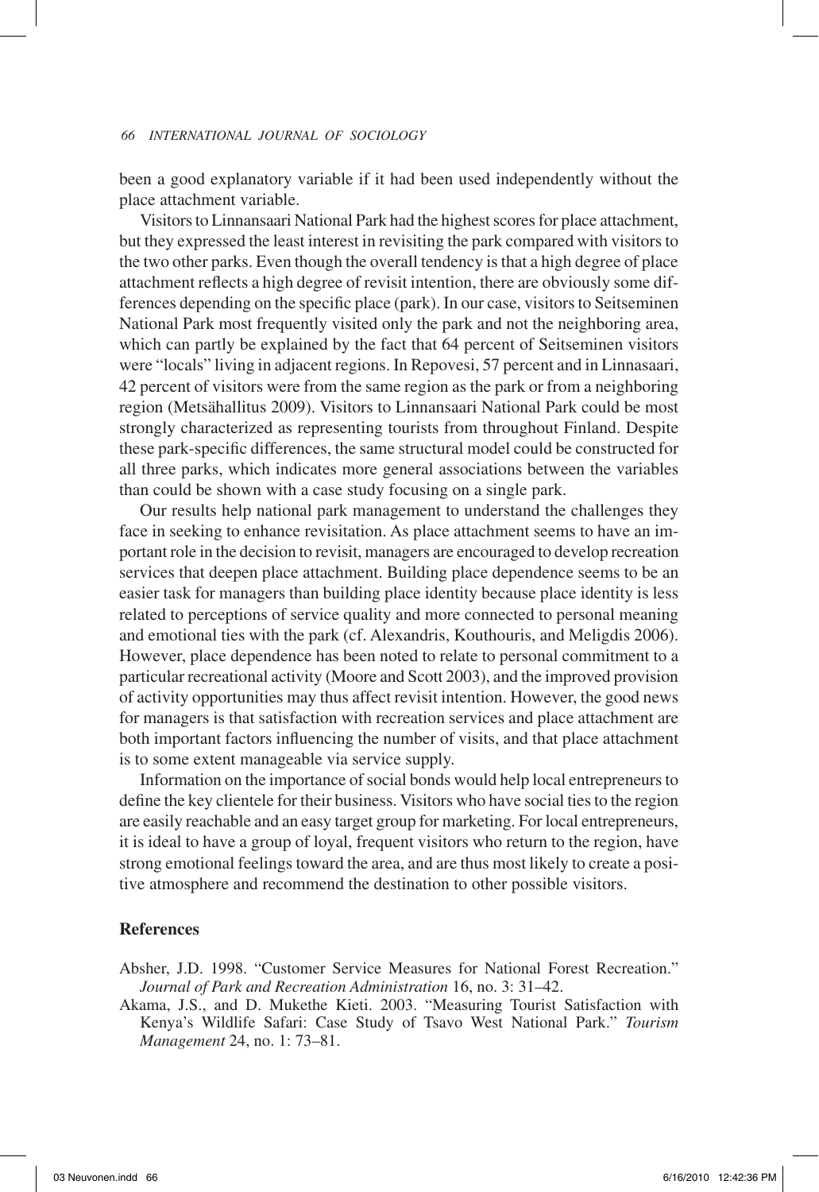been a good explanatory variable if it had been used independently without the place attachment variable.

Visitors to Linnansaari National Park had the highest scores for place attachment, but they expressed the least interest in revisiting the park compared with visitors to the two other parks. Even though the overall tendency is that a high degree of place attachment reflects a high degree of revisit intention, there are obviously some differences depending on the specific place (park). In our case, visitors to Seitseminen National Park most frequently visited only the park and not the neighboring area, which can partly be explained by the fact that 64 percent of Seitseminen visitors were "locals" living in adjacent regions. In Repovesi, 57 percent and in Linnasaari, 42 percent of visitors were from the same region as the park or from a neighboring region (Metsähallitus 2009). Visitors to Linnansaari National Park could be most strongly characterized as representing tourists from throughout Finland. Despite these park-specific differences, the same structural model could be constructed for all three parks, which indicates more general associations between the variables than could be shown with a case study focusing on a single park.

Our results help national park management to understand the challenges they face in seeking to enhance revisitation. As place attachment seems to have an important role in the decision to revisit, managers are encouraged to develop recreation services that deepen place attachment. Building place dependence seems to be an easier task for managers than building place identity because place identity is less related to perceptions of service quality and more connected to personal meaning and emotional ties with the park (cf. Alexandris, Kouthouris, and Meligdis 2006). However, place dependence has been noted to relate to personal commitment to a particular recreational activity (Moore and Scott 2003), and the improved provision of activity opportunities may thus affect revisit intention. However, the good news for managers is that satisfaction with recreation services and place attachment are both important factors influencing the number of visits, and that place attachment is to some extent manageable via service supply.

Information on the importance of social bonds would help local entrepreneurs to define the key clientele for their business. Visitors who have social ties to the region are easily reachable and an easy target group for marketing. For local entrepreneurs, it is ideal to have a group of loyal, frequent visitors who return to the region, have strong emotional feelings toward the area, and are thus most likely to create a positive atmosphere and recommend the destination to other possible visitors.

## References

Absher, J.D. 1998. "Customer Service Measures for National Forest Recreation." *Journal of Park and Recreation Administration* 16, no. 3: 31–42.

Akama, J.S., and D. Mukethe Kieti. 2003. "Measuring Tourist Satisfaction with Kenya's Wildlife Safari: Case Study of Tsavo West National Park." *Tourism Management* 24, no. 1: 73–81.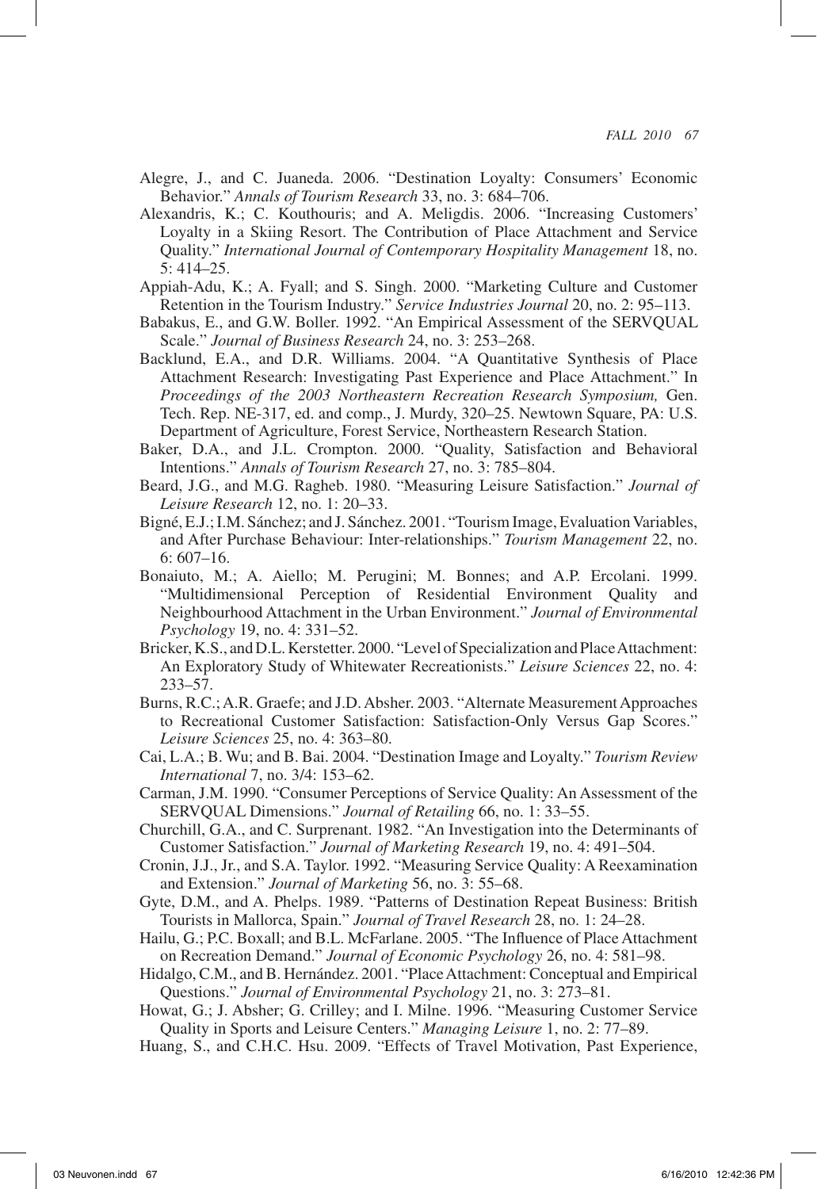Alegre, J., and C. Juaneda. 2006. "Destination Loyalty: Consumers' Economic Behavior." *Annals of Tourism Research* 33, no. 3: 684–706.

Alexandris, K.; C. Kouthouris; and A. Meligdis. 2006. "Increasing Customers' Loyalty in a Skiing Resort. The Contribution of Place Attachment and Service Quality." *International Journal of Contemporary Hospitality Management* 18, no. 5: 414–25.

Appiah-Adu, K.; A. Fyall; and S. Singh. 2000. "Marketing Culture and Customer Retention in the Tourism Industry." *Service Industries Journal* 20, no. 2: 95–113.

Babakus, E., and G.W. Boller. 1992. "An Empirical Assessment of the SERVQUAL Scale." *Journal of Business Research* 24, no. 3: 253–268.

Backlund, E.A., and D.R. Williams. 2004. "A Quantitative Synthesis of Place Attachment Research: Investigating Past Experience and Place Attachment." In *Proceedings of the 2003 Northeastern Recreation Research Symposium,* Gen. Tech. Rep. NE-317, ed. and comp., J. Murdy, 320–25. Newtown Square, PA: U.S. Department of Agriculture, Forest Service, Northeastern Research Station.

Baker, D.A., and J.L. Crompton. 2000. "Quality, Satisfaction and Behavioral Intentions." *Annals of Tourism Research* 27, no. 3: 785–804.

Beard, J.G., and M.G. Ragheb. 1980. "Measuring Leisure Satisfaction." *Journal of Leisure Research* 12, no. 1: 20–33.

Bigné, E.J.; I.M. Sánchez; and J. Sánchez. 2001. "Tourism Image, Evaluation Variables, and After Purchase Behaviour: Inter-relationships." *Tourism Management* 22, no. 6: 607–16.

Bonaiuto, M.; A. Aiello; M. Perugini; M. Bonnes; and A.P. Ercolani. 1999. "Multidimensional Perception of Residential Environment Quality and Neighbourhood Attachment in the Urban Environment." *Journal of Environmental Psychology* 19, no. 4: 331–52.

Bricker, K.S., and D.L. Kerstetter. 2000. "Level of Specialization and Place Attachment: An Exploratory Study of Whitewater Recreationists." *Leisure Sciences* 22, no. 4: 233–57.

Burns, R.C.; A.R. Graefe; and J.D. Absher. 2003. "Alternate Measurement Approaches to Recreational Customer Satisfaction: Satisfaction-Only Versus Gap Scores." *Leisure Sciences* 25, no. 4: 363–80.

Cai, L.A.; B. Wu; and B. Bai. 2004. "Destination Image and Loyalty." *Tourism Review International* 7, no. 3/4: 153–62.

Carman, J.M. 1990. "Consumer Perceptions of Service Quality: An Assessment of the SERVQUAL Dimensions." *Journal of Retailing* 66, no. 1: 33–55.

Churchill, G.A., and C. Surprenant. 1982. "An Investigation into the Determinants of Customer Satisfaction." *Journal of Marketing Research* 19, no. 4: 491–504.

Cronin, J.J., Jr., and S.A. Taylor. 1992. "Measuring Service Quality: A Reexamination and Extension." *Journal of Marketing* 56, no. 3: 55–68.

Gyte, D.M., and A. Phelps. 1989. "Patterns of Destination Repeat Business: British Tourists in Mallorca, Spain." *Journal of Travel Research* 28, no. 1: 24–28.

Hailu, G.; P.C. Boxall; and B.L. McFarlane. 2005. "The Influence of Place Attachment on Recreation Demand." *Journal of Economic Psychology* 26, no. 4: 581–98.

Hidalgo, C.M., and B. Hernández. 2001. "Place Attachment: Conceptual and Empirical Questions." *Journal of Environmental Psychology* 21, no. 3: 273–81.

Howat, G.; J. Absher; G. Crilley; and I. Milne. 1996. "Measuring Customer Service Quality in Sports and Leisure Centers." *Managing Leisure* 1, no. 2: 77–89.

Huang, S., and C.H.C. Hsu. 2009. "Effects of Travel Motivation, Past Experience,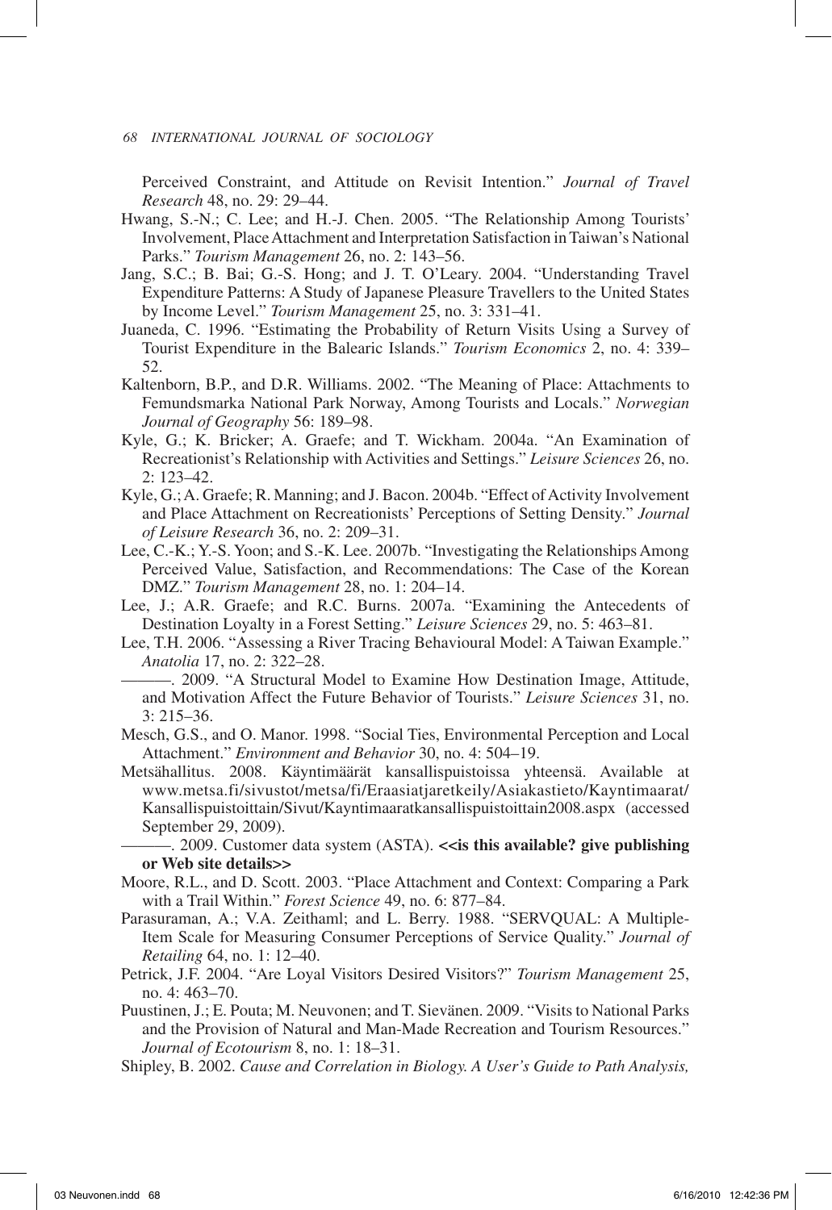Perceived Constraint, and Attitude on Revisit Intention." *Journal of Travel Research* 48, no. 29: 29–44.

Hwang, S.-N.; C. Lee; and H.-J. Chen. 2005. "The Relationship Among Tourists' Involvement, Place Attachment and Interpretation Satisfaction in Taiwan's National Parks." *Tourism Management* 26, no. 2: 143–56.

Jang, S.C.; B. Bai; G.-S. Hong; and J. T. O'Leary. 2004. "Understanding Travel Expenditure Patterns: A Study of Japanese Pleasure Travellers to the United States by Income Level." *Tourism Management* 25, no. 3: 331–41.

Juaneda, C. 1996. "Estimating the Probability of Return Visits Using a Survey of Tourist Expenditure in the Balearic Islands." *Tourism Economics* 2, no. 4: 339–52.

Kaltenborn, B.P., and D.R. Williams. 2002. "The Meaning of Place: Attachments to Femundsmarka National Park Norway, Among Tourists and Locals." *Norwegian Journal of Geography* 56: 189–98.

Kyle, G.; K. Bricker; A. Graefe; and T. Wickham. 2004a. "An Examination of Recreationist's Relationship with Activities and Settings." *Leisure Sciences* 26, no. 2: 123–42.

Kyle, G.; A. Graefe; R. Manning; and J. Bacon. 2004b. "Effect of Activity Involvement and Place Attachment on Recreationists' Perceptions of Setting Density." *Journal of Leisure Research* 36, no. 2: 209–31.

Lee, C.-K.; Y.-S. Yoon; and S.-K. Lee. 2007b. "Investigating the Relationships Among Perceived Value, Satisfaction, and Recommendations: The Case of the Korean DMZ." *Tourism Management* 28, no. 1: 204–14.

Lee, J.; A.R. Graefe; and R.C. Burns. 2007a. "Examining the Antecedents of Destination Loyalty in a Forest Setting." *Leisure Sciences* 29, no. 5: 463–81.

Lee, T.H. 2006. "Assessing a River Tracing Behavioural Model: A Taiwan Example." *Anatolia* 17, no. 2: 322–28.

———. 2009. "A Structural Model to Examine How Destination Image, Attitude, and Motivation Affect the Future Behavior of Tourists." *Leisure Sciences* 31, no. 3: 215–36.

Mesch, G.S., and O. Manor. 1998. "Social Ties, Environmental Perception and Local Attachment." *Environment and Behavior* 30, no. 4: 504–19.

Metsähallitus. 2008. Käyntimäärät kansallispuistoissa yhteensä. Available at www.metsa.fi/sivustot/metsa/fi/Eraasiatjaretkeily/Asiakastieto/Kayntimaarat/Kansallispuistoittain/Sivut/Kayntimaaratkansallispuistoittain2008.aspx (accessed September 29, 2009).

———. 2009. Customer data system (ASTA). **<<is this available? give publishing or Web site details>>**

Moore, R.L., and D. Scott. 2003. "Place Attachment and Context: Comparing a Park with a Trail Within." *Forest Science* 49, no. 6: 877–84.

Parasuraman, A.; V.A. Zeithaml; and L. Berry. 1988. "SERVQUAL: A Multiple-Item Scale for Measuring Consumer Perceptions of Service Quality." *Journal of Retailing* 64, no. 1: 12–40.

Petrick, J.F. 2004. "Are Loyal Visitors Desired Visitors?" *Tourism Management* 25, no. 4: 463–70.

Puustinen, J.; E. Pouta; M. Neuvonen; and T. Sievänen. 2009. "Visits to National Parks and the Provision of Natural and Man-Made Recreation and Tourism Resources." *Journal of Ecotourism* 8, no. 1: 18–31.

Shipley, B. 2002. *Cause and Correlation in Biology. A User's Guide to Path Analysis,*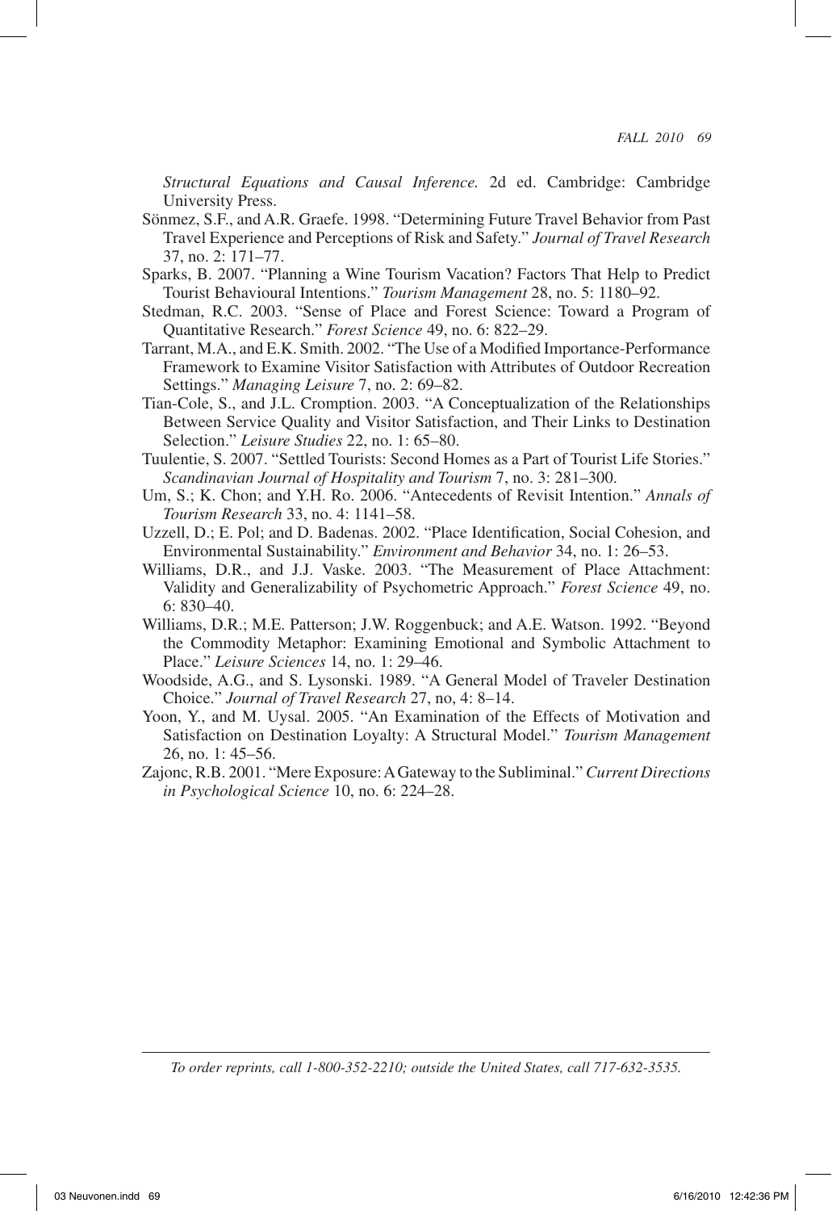*Structural Equations and Causal Inference.* 2d ed. Cambridge: Cambridge University Press.

Sönmez, S.F., and A.R. Graefe. 1998. "Determining Future Travel Behavior from Past Travel Experience and Perceptions of Risk and Safety." *Journal of Travel Research* 37, no. 2: 171–77.

Sparks, B. 2007. "Planning a Wine Tourism Vacation? Factors That Help to Predict Tourist Behavioural Intentions." *Tourism Management* 28, no. 5: 1180–92.

Stedman, R.C. 2003. "Sense of Place and Forest Science: Toward a Program of Quantitative Research." *Forest Science* 49, no. 6: 822–29.

Tarrant, M.A., and E.K. Smith. 2002. "The Use of a Modified Importance-Performance Framework to Examine Visitor Satisfaction with Attributes of Outdoor Recreation Settings." *Managing Leisure* 7, no. 2: 69–82.

Tian-Cole, S., and J.L. Cromption. 2003. "A Conceptualization of the Relationships Between Service Quality and Visitor Satisfaction, and Their Links to Destination Selection." *Leisure Studies* 22, no. 1: 65–80.

Tuulentie, S. 2007. "Settled Tourists: Second Homes as a Part of Tourist Life Stories." *Scandinavian Journal of Hospitality and Tourism* 7, no. 3: 281–300.

Um, S.; K. Chon; and Y.H. Ro. 2006. "Antecedents of Revisit Intention." *Annals of Tourism Research* 33, no. 4: 1141–58.

Uzzell, D.; E. Pol; and D. Badenas. 2002. "Place Identification, Social Cohesion, and Environmental Sustainability." *Environment and Behavior* 34, no. 1: 26–53.

Williams, D.R., and J.J. Vaske. 2003. "The Measurement of Place Attachment: Validity and Generalizability of Psychometric Approach." *Forest Science* 49, no. 6: 830–40.

Williams, D.R.; M.E. Patterson; J.W. Roggenbuck; and A.E. Watson. 1992. "Beyond the Commodity Metaphor: Examining Emotional and Symbolic Attachment to Place." *Leisure Sciences* 14, no. 1: 29–46.

Woodside, A.G., and S. Lysonski. 1989. "A General Model of Traveler Destination Choice." *Journal of Travel Research* 27, no, 4: 8–14.

Yoon, Y., and M. Uysal. 2005. "An Examination of the Effects of Motivation and Satisfaction on Destination Loyalty: A Structural Model." *Tourism Management* 26, no. 1: 45–56.

Zajonc, R.B. 2001. "Mere Exposure: A Gateway to the Subliminal." *Current Directions in Psychological Science* 10, no. 6: 224–28.